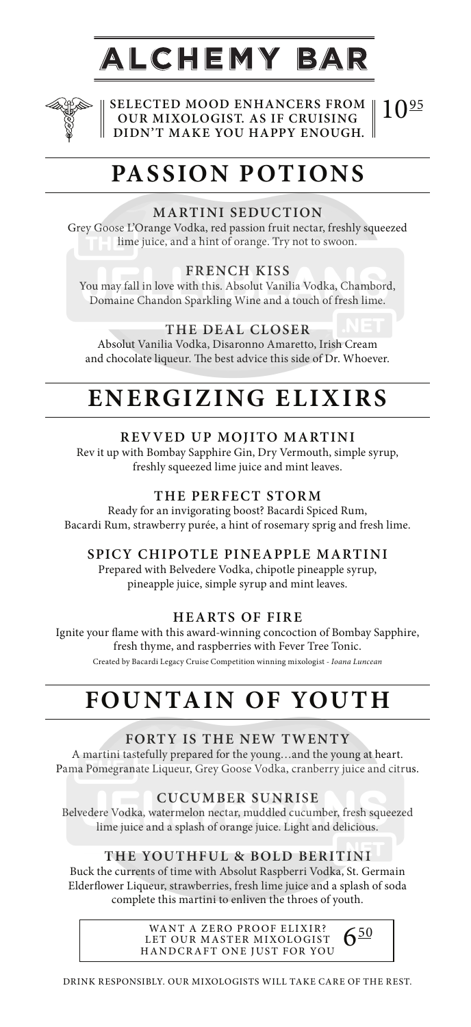# ALCHEMY BAR

**SELECTED MOOD ENHANCERS FROM OUR MIXOLOGIST. AS IF CRUISING DIDN'T MAKE YOU HAPPY ENOUGH.** 10.95

## PASSION POTIONS

### MARTINI SEDUCTION

Grey Goose L'Orange Vodka, red passion fruit nectar, freshly squeezed lime juice, and a hint of orange. Try not to swoon.

### FRENCH KISS

You may fall in love with this. Absolut Vanilia Vodka, Chambord, Domaine Chandon Sparkling Wine and a touch of fresh lime.

### THE DEAL CLOSER

Absolut Vanilia Vodka, Disaronno Amaretto, Irish Cream and chocolate liqueur. The best advice this side of Dr. Whoever.

## ENERGIZING ELIXIRS

### REVVED UP MOJITO MARTINI

Rev it up with Bombay Sapphire Gin, Dry Vermouth, simple syrup, freshly squeezed lime juice and mint leaves.

### THE PERFECT STORM

Ready for an invigorating boost? Bacardi Spiced Rum, Bacardi Rum, strawberry purée, a hint of rosemary sprig and fresh lime.

### SPICY CHIPOTLE PINEAPPLE MARTINI

Prepared with Belvedere Vodka, chipotle pineapple syrup, pineapple juice, simple syrup and mint leaves.

### HEARTS OF FIRE

Ignite your flame with this award-winning concoction of Bombay Sapphire, fresh thyme, and raspberries with Fever Tree Tonic.

Created by Bacardi Legacy Cruise Competition winning mixologist - *Ioana Luncean*

## FOUNTAIN OF YOUTH

### FORTY IS THE NEW TWENTY

A martini tastefully prepared for the young…and the young at heart. Pama Pomegranate Liqueur, Grey Goose Vodka, cranberry juice and citrus.

### CUCUMBER SUNRISE

Belvedere Vodka, watermelon nectar, muddled cucumber, fresh squeezed lime juice and a splash of orange juice. Light and delicious.

### THE YOUTHFUL & BOLD BERITINI

Buck the currents of time with Absolut Raspberri Vodka, St. Germain Elderflower Liqueur, strawberries, fresh lime juice and a splash of soda complete this martini to enliven the throes of youth.

WANT A ZERO PROOF ELIXIR? LET OUR MASTER MIXOLOGIST HANDCRAFT ONE JUST FOR YOU 6.50

DRINK RESPONSIBLY. OUR MIXOLOGISTS WILL TAKE CARE OF THE REST.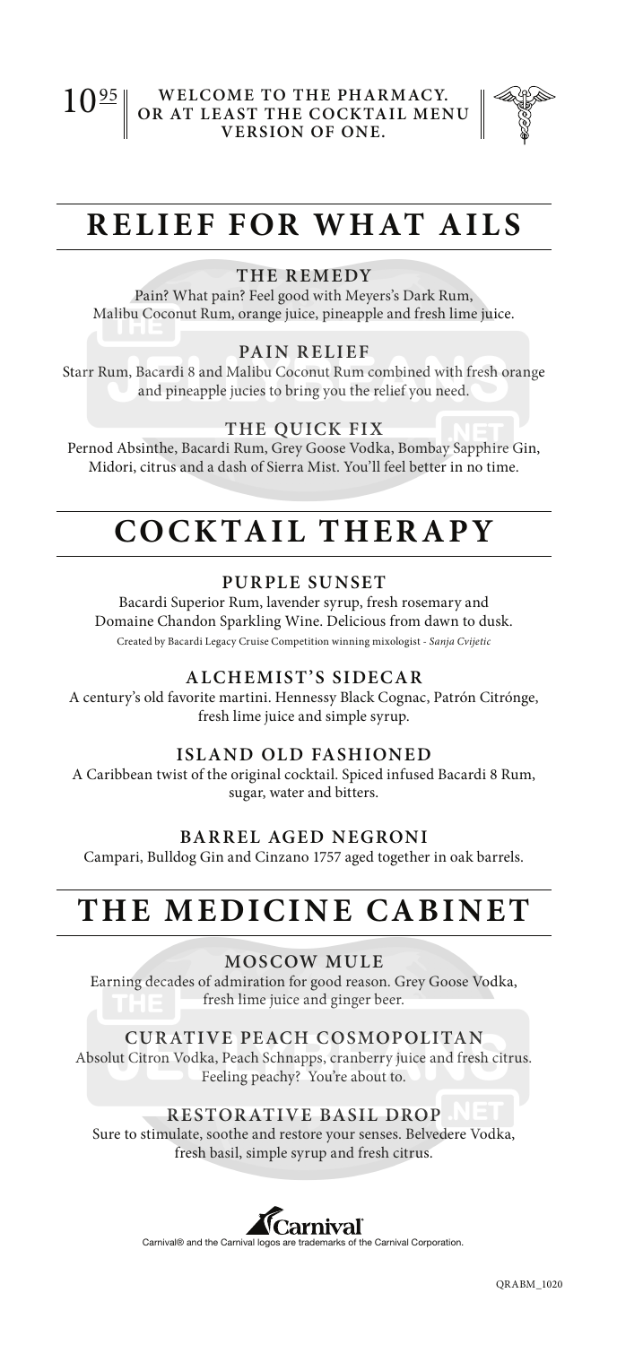$10^{95}$ **WELCOME TO THE PHARMACY. OR AT LEAST THE COCKTAIL MENU VERSION OF ONE.**

# RELIEF FOR WHAT AILS

### THE REMEDY

Pain? What pain? Feel good with Meyers's Dark Rum, Malibu Coconut Rum, orange juice, pineapple and fresh lime juice.

### PAIN RELIEF

Starr Rum, Bacardi 8 and Malibu Coconut Rum combined with fresh orange and pineapple jucies to bring you the relief you need.

### THE QUICK FIX

Pernod Absinthe, Bacardi Rum, Grey Goose Vodka, Bombay Sapphire Gin, Midori, citrus and a dash of Sierra Mist. You'll feel better in no time.

# COCKTAIL THERAPY

### PURPLE SUNSET

Bacardi Superior Rum, lavender syrup, fresh rosemary and Domaine Chandon Sparkling Wine. Delicious from dawn to dusk.

Created by Bacardi Legacy Cruise Competition winning mixologist - *Sanja Cvijetic*

### ALCHEMIST'S SIDECAR

A century's old favorite martini. Hennessy Black Cognac, Patrón Citrónge, fresh lime juice and simple syrup.

### ISLAND OLD FASHIONED

A Caribbean twist of the original cocktail. Spiced infused Bacardi 8 Rum, sugar, water and bitters.

### BARREL AGED NEGRONI

Campari, Bulldog Gin and Cinzano 1757 aged together in oak barrels.

# THE MEDICINE CABINET

### MOSCOW MULE

Earning decades of admiration for good reason. Grey Goose Vodka, fresh lime juice and ginger beer.

### CURATIVE PEACH COSMOPOLITAN

Absolut Citron Vodka, Peach Schnapps, cranberry juice and fresh citrus. Feeling peachy? You're about to.

### RESTORATIVE BASIL DROP

Sure to stimulate, soothe and restore your senses. Belvedere Vodka, fresh basil, simple syrup and fresh citrus.

Carnival

Carnival® and the Carnival logos are trademarks of the Carnival Corporation.

QRABM_1020